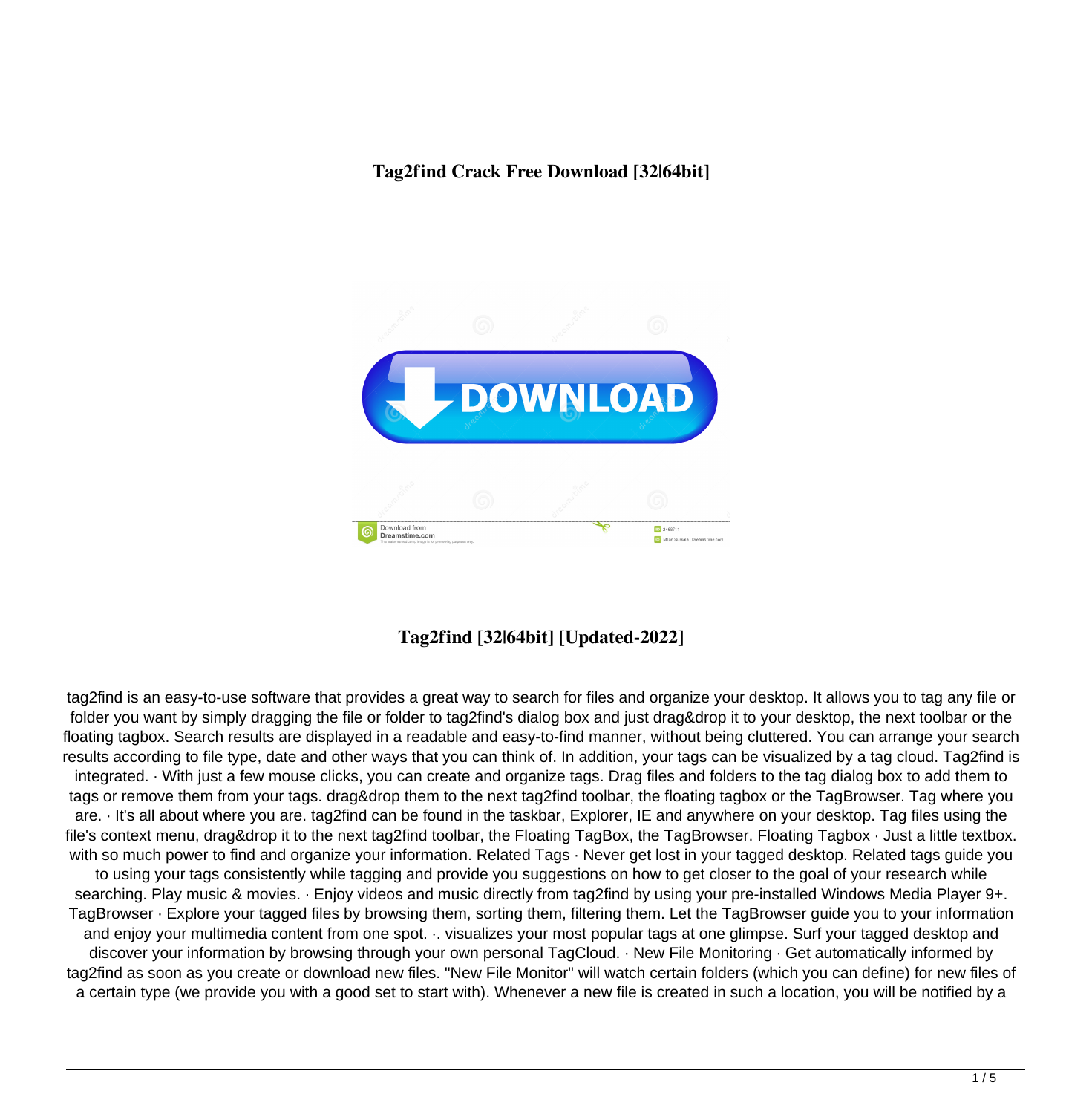**Tag2find Crack Free Download [32|64bit]**

**Tag2find [32|64bit] [Updated-2022]**

tag2find is an easy-to-use software that provides a great way to search for files and organize your desktop. It allows you to tag any file or folder you want by simply dragging the file or folder to tag2find's dialog box and just drag&drop it to your desktop, the next toolbar or the floating tagbox. Search results are displayed in a readable and easy-to-find manner, without being cluttered. You can arrange your search results according to file type, date and other ways that you can think of. In addition, your tags can be visualized by a tag cloud. Tag2find is integrated. · With just a few mouse clicks, you can create and organize tags. Drag files and folders to the tag dialog box to add them to tags or remove them from your tags. drag&drop them to the next tag2find toolbar, the floating tagbox or the TagBrowser. Tag where you are. · It's all about where you are. tag2find can be found in the taskbar, Explorer, IE and anywhere on your desktop. Tag files using the file's context menu, drag&drop it to the next tag2find toolbar, the Floating TagBox, the TagBrowser. Floating Tagbox · Just a little textbox. with so much power to find and organize your information. Related Tags · Never get lost in your tagged desktop. Related tags guide you to using your tags consistently while tagging and provide you suggestions on how to get closer to the goal of your research while searching. Play music & movies. · Enjoy videos and music directly from tag2find by using your pre-installed Windows Media Player 9+. TagBrowser · Explore your tagged files by browsing them, sorting them, filtering them. Let the TagBrowser guide you to your information and enjoy your multimedia content from one spot. ·. visualizes your most popular tags at one glimpse. Surf your tagged desktop and discover your information by browsing through your own personal TagCloud. · New File Monitoring · Get automatically informed by tag2find as soon as you create or download new files. "New File Monitor" will watch certain folders (which you can define) for new files of a certain type (we provide you with a good set to start with). Whenever a new file is created in such a location, you will be notified by a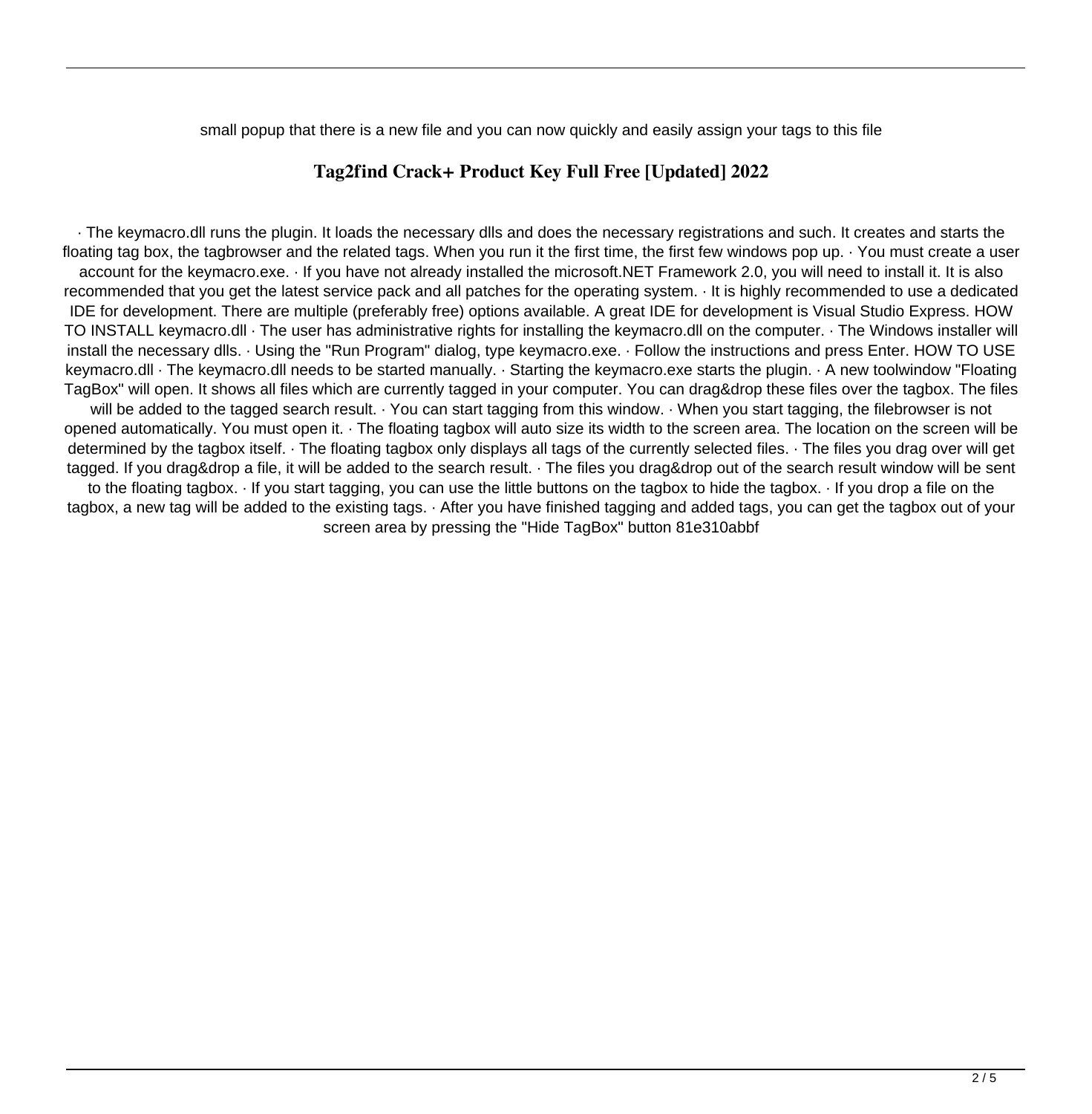small popup that there is a new file and you can now quickly and easily assign your tags to this file

## Tag2find Crack+ Product Key Full Free [Updated] 2022

· The keymacro.dll runs the plugin. It loads the necessary dlls and does the necessary registrations and such. It creates and starts the floating tag box, the tagbrowser and the related tags. When you run it the first time, the first few windows pop up. · You must create a user account for the keymacro.exe. · If you have not already installed the microsoft.NET Framework 2.0, you will need to install it. It is also recommended that you get the latest service pack and all patches for the operating system. · It is highly recommended to use a dedicated IDE for development. There are multiple (preferably free) options available. A great IDE for development is Visual Studio Express. HOW TO INSTALL keymacro.dll · The user has administrative rights for installing the keymacro.dll on the computer. · The Windows installer will install the necessary dlls. · Using the "Run Program" dialog, type keymacro.exe. · Follow the instructions and press Enter. HOW TO USE keymacro.dll · The keymacro.dll needs to be started manually. · Starting the keymacro.exe starts the plugin. · A new toolwindow "Floating TagBox" will open. It shows all files which are currently tagged in your computer. You can drag&drop these files over the tagbox. The files will be added to the tagged search result. · You can start tagging from this window. · When you start tagging, the filebrowser is not opened automatically. You must open it. · The floating tagbox will auto size its width to the screen area. The location on the screen will be determined by the tagbox itself. · The floating tagbox only displays all tags of the currently selected files. · The files you drag over will get tagged. If you drag&drop a file, it will be added to the search result. · The files you drag&drop out of the search result window will be sent to the floating tagbox. · If you start tagging, you can use the little buttons on the tagbox to hide the tagbox. · If you drop a file on the tagbox, a new tag will be added to the existing tags. · After you have finished tagging and added tags, you can get the tagbox out of your screen area by pressing the "Hide TagBox" button 81e310abbf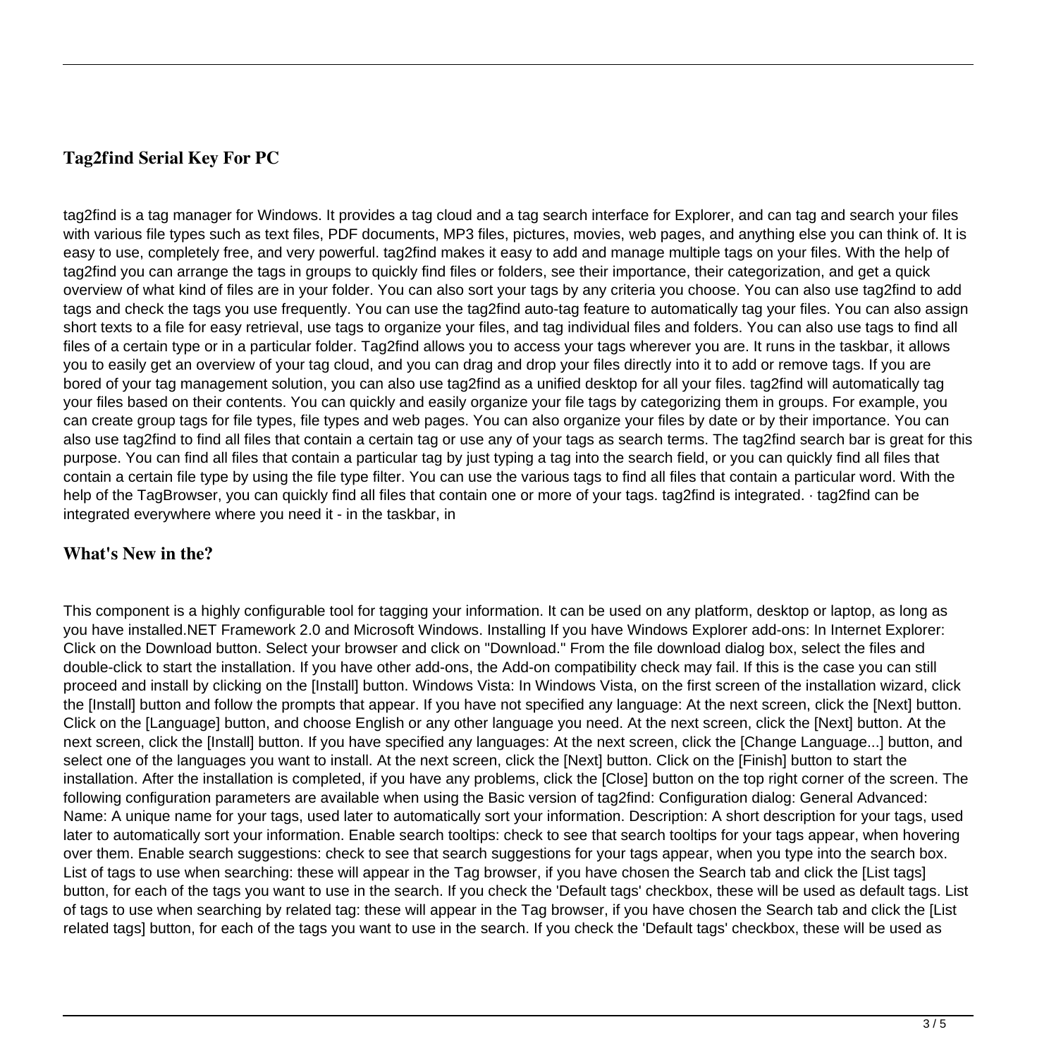## Tag2find Serial Key For PC

tag2find is a tag manager for Windows. It provides a tag cloud and a tag search interface for Explorer, and can tag and search your files with various file types such as text files, PDF documents, MP3 files, pictures, movies, web pages, and anything else you can think of. It is easy to use, completely free, and very powerful. tag2find makes it easy to add and manage multiple tags on your files. With the help of tag2find you can arrange the tags in groups to quickly find files or folders, see their importance, their categorization, and get a quick overview of what kind of files are in your folder. You can also sort your tags by any criteria you choose. You can also use tag2find to add tags and check the tags you use frequently. You can use the tag2find auto-tag feature to automatically tag your files. You can also assign short texts to a file for easy retrieval, use tags to organize your files, and tag individual files and folders. You can also use tags to find all files of a certain type or in a particular folder. Tag2find allows you to access your tags wherever you are. It runs in the taskbar, it allows you to easily get an overview of your tag cloud, and you can drag and drop your files directly into it to add or remove tags. If you are bored of your tag management solution, you can also use tag2find as a unified desktop for all your files. tag2find will automatically tag your files based on their contents. You can quickly and easily organize your file tags by categorizing them in groups. For example, you can create group tags for file types, file types and web pages. You can also organize your files by date or by their importance. You can also use tag2find to find all files that contain a certain tag or use any of your tags as search terms. The tag2find search bar is great for this purpose. You can find all files that contain a particular tag by just typing a tag into the search field, or you can quickly find all files that contain a certain file type by using the file type filter. You can use the various tags to find all files that contain a particular word. With the help of the TagBrowser, you can quickly find all files that contain one or more of your tags. tag2find is integrated. · tag2find can be integrated everywhere where you need it - in the taskbar, in

## What's New in the?

This component is a highly configurable tool for tagging your information. It can be used on any platform, desktop or laptop, as long as you have installed.NET Framework 2.0 and Microsoft Windows. Installing If you have Windows Explorer add-ons: In Internet Explorer: Click on the Download button. Select your browser and click on "Download." From the file download dialog box, select the files and double-click to start the installation. If you have other add-ons, the Add-on compatibility check may fail. If this is the case you can still proceed and install by clicking on the [Install] button. Windows Vista: In Windows Vista, on the first screen of the installation wizard, click the [Install] button and follow the prompts that appear. If you have not specified any language: At the next screen, click the [Next] button. Click on the [Language] button, and choose English or any other language you need. At the next screen, click the [Next] button. At the next screen, click the [Install] button. If you have specified any languages: At the next screen, click the [Change Language...] button, and select one of the languages you want to install. At the next screen, click the [Next] button. Click on the [Finish] button to start the installation. After the installation is completed, if you have any problems, click the [Close] button on the top right corner of the screen. The following configuration parameters are available when using the Basic version of tag2find: Configuration dialog: General Advanced: Name: A unique name for your tags, used later to automatically sort your information. Description: A short description for your tags, used later to automatically sort your information. Enable search tooltips: check to see that search tooltips for your tags appear, when hovering over them. Enable search suggestions: check to see that search suggestions for your tags appear, when you type into the search box. List of tags to use when searching: these will appear in the Tag browser, if you have chosen the Search tab and click the [List tags] button, for each of the tags you want to use in the search. If you check the 'Default tags' checkbox, these will be used as default tags. List of tags to use when searching by related tag: these will appear in the Tag browser, if you have chosen the Search tab and click the [List related tags] button, for each of the tags you want to use in the search. If you check the 'Default tags' checkbox, these will be used as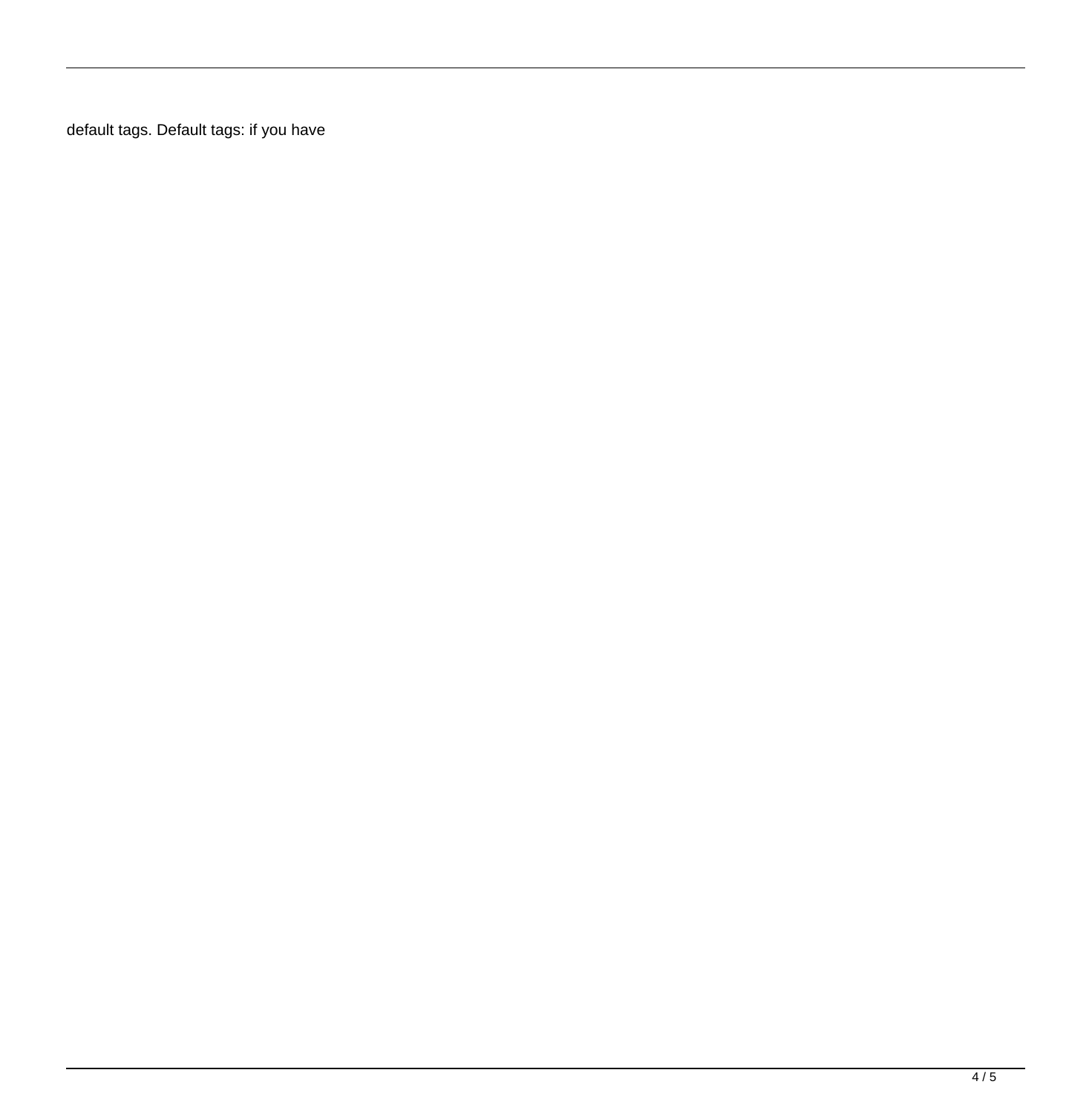default tags. Default tags: if you have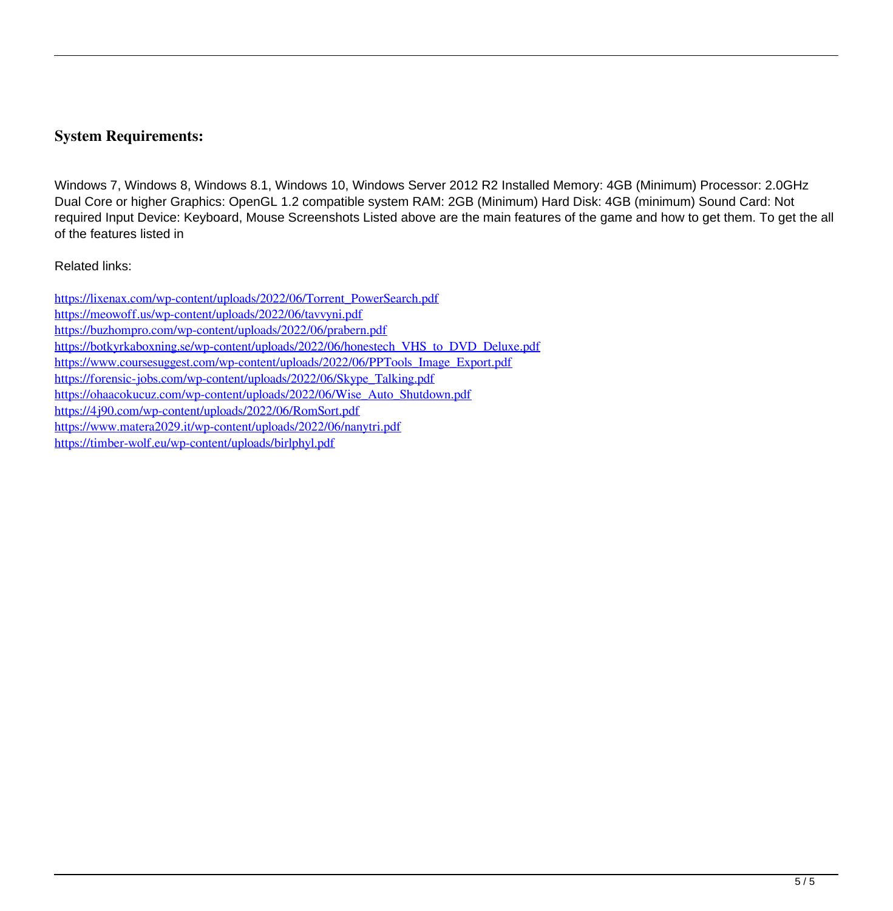## System Requirements:

Windows 7, Windows 8, Windows 8.1, Windows 10, Windows Server 2012 R2 Installed Memory: 4GB (Minimum) Processor: 2.0GHz Dual Core or higher Graphics: OpenGL 1.2 compatible system RAM: 2GB (Minimum) Hard Disk: 4GB (minimum) Sound Card: Not required Input Device: Keyboard, Mouse Screenshots Listed above are the main features of the game and how to get them. To get the all of the features listed in

Related links:

https://lixenax.com/wp-content/uploads/2022/06/Torrent_PowerSearch.pdf
https://meowoff.us/wp-content/uploads/2022/06/tavvyni.pdf
https://buzhompro.com/wp-content/uploads/2022/06/prabern.pdf
https://botkyrkaboxning.se/wp-content/uploads/2022/06/honestech_VHS_to_DVD_Deluxe.pdf
https://www.coursesuggest.com/wp-content/uploads/2022/06/PPTools_Image_Export.pdf
https://forensic-jobs.com/wp-content/uploads/2022/06/Skype_Talking.pdf
https://ohaacokucuz.com/wp-content/uploads/2022/06/Wise_Auto_Shutdown.pdf
https://4j90.com/wp-content/uploads/2022/06/RomSort.pdf
https://www.matera2029.it/wp-content/uploads/2022/06/nanytri.pdf
https://timber-wolf.eu/wp-content/uploads/birlphyl.pdf